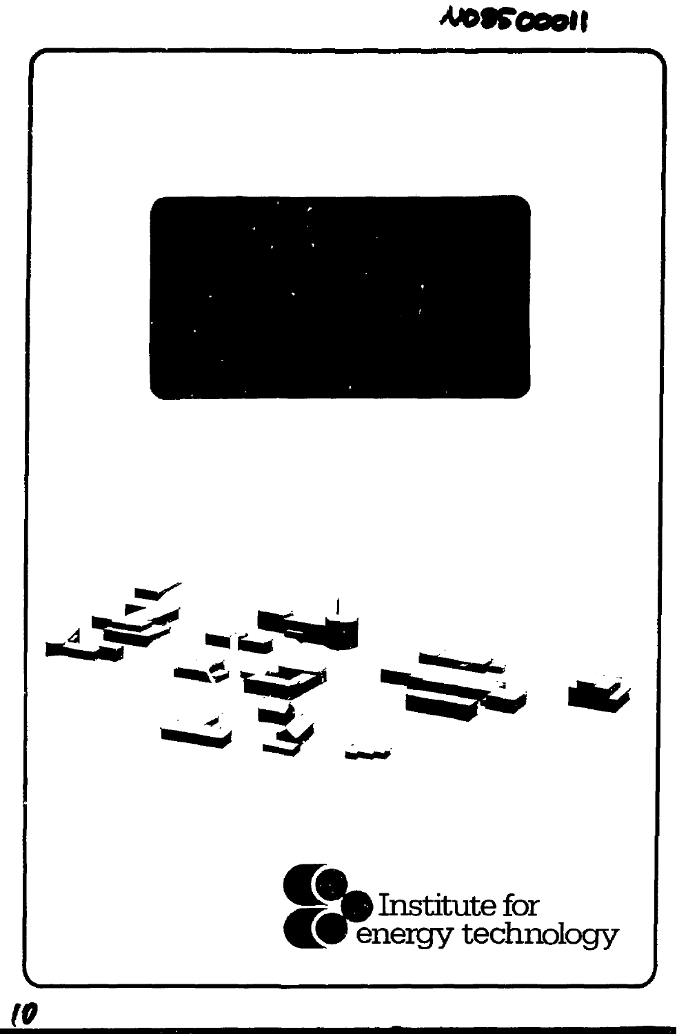NO8500011

Institute for energy technology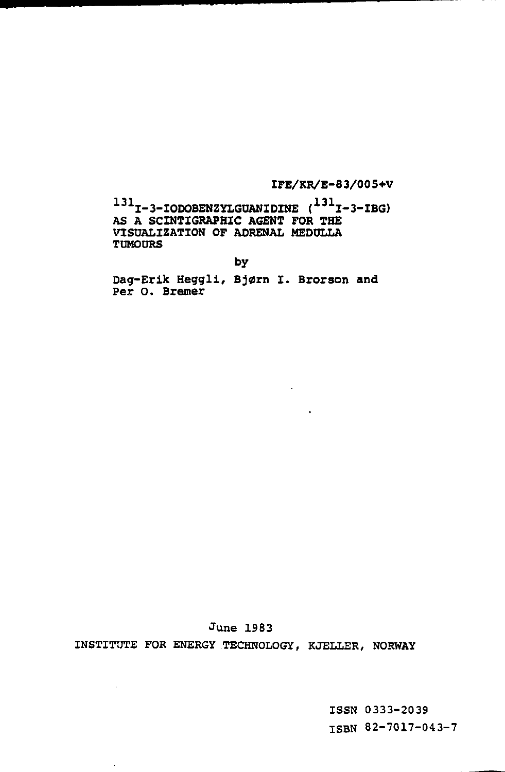IFE/KR/E-83/005+V

# $^{131}$I-3-IODOBENZYLGUANIDINE ($^{131}$I-3-IBG) AS A SCINTIGRAPHIC AGENT FOR THE VISUALIZATION OF ADRENAL MEDULLA TUMOURS

by

Dag-Erik Heggli, Bjørn I. Brorson and Per O. Bremer

June 1983

INSTITUTE FOR ENERGY TECHNOLOGY, KJELLER, NORWAY

ISSN 0333-2039

ISBN 82-7017-043-7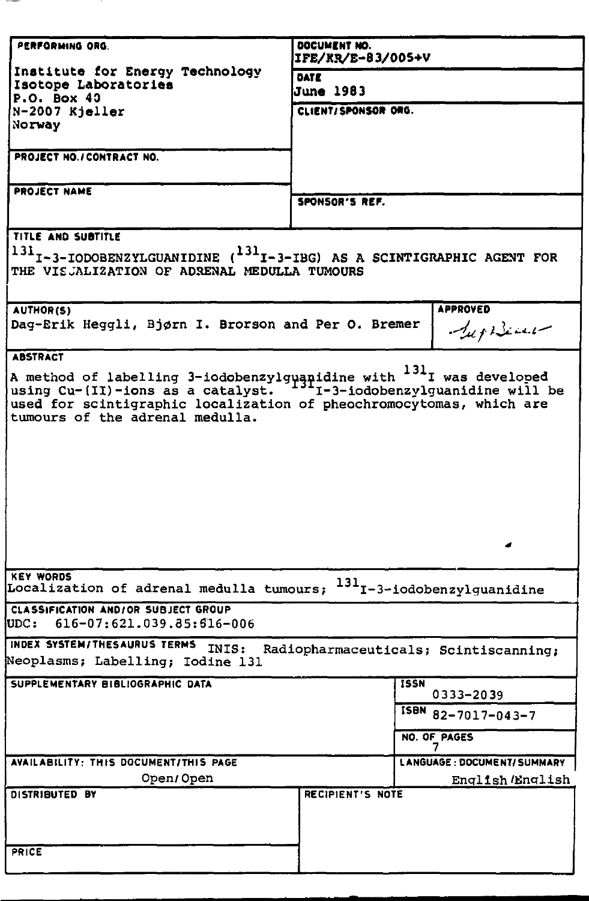| PERFORMING ORG. | DOCUMENT NO. |
| --- | --- |
| Institute for Energy Technology<br>Isotope Laboratories<br>P.O. Box 40<br>N-2007 Kjeller<br>Norway | IFE/KR/E-83/005+V |
| | **DATE**<br>June 1983 |
| | **CLIENT/SPONSOR ORG.** |
| **PROJECT NO./CONTRACT NO.** | |
| **PROJECT NAME** | **SPONSOR'S REF.** |

**TITLE AND SUBTITLE**

$^{131}$I-3-IODOBENZYLGUANIDINE ($^{131}$I-3-IBG) AS A SCINTIGRAPHIC AGENT FOR THE VISUALIZATION OF ADRENAL MEDULLA TUMOURS

| AUTHOR(S) | APPROVED |
| --- | --- |
| Dag-Erik Heggli, Bjørn I. Brorson and Per O. Bremer | |

**ABSTRACT**

A method of labelling 3-iodobenzylguanidine with $^{131}$I was developed using Cu-(II)-ions as a catalyst. $^{131}$I-3-iodobenzylguanidine will be used for scintigraphic localization of pheochromocytomas, which are tumours of the adrenal medulla.

**KEY WORDS**

Localization of adrenal medulla tumours; $^{131}$I-3-iodobenzylguanidine

**CLASSIFICATION AND/OR SUBJECT GROUP**

UDC: 616-07:621.039.85:616-006

**INDEX SYSTEM/THESAURUS TERMS** INIS: Radiopharmaceuticals; Scintiscanning; Neoplasms; Labelling; Iodine 131

| SUPPLEMENTARY BIBLIOGRAPHIC DATA | ISSN<br>0333-2039 |
| --- | --- |
| | ISBN 82-7017-043-7 |
| | NO. OF PAGES<br>7 |
| **AVAILABILITY: THIS DOCUMENT/THIS PAGE**<br>Open/Open | **LANGUAGE: DOCUMENT/SUMMARY**<br>English/English |
| **DISTRIBUTED BY** | **RECIPIENT'S NOTE** |
| **PRICE** | |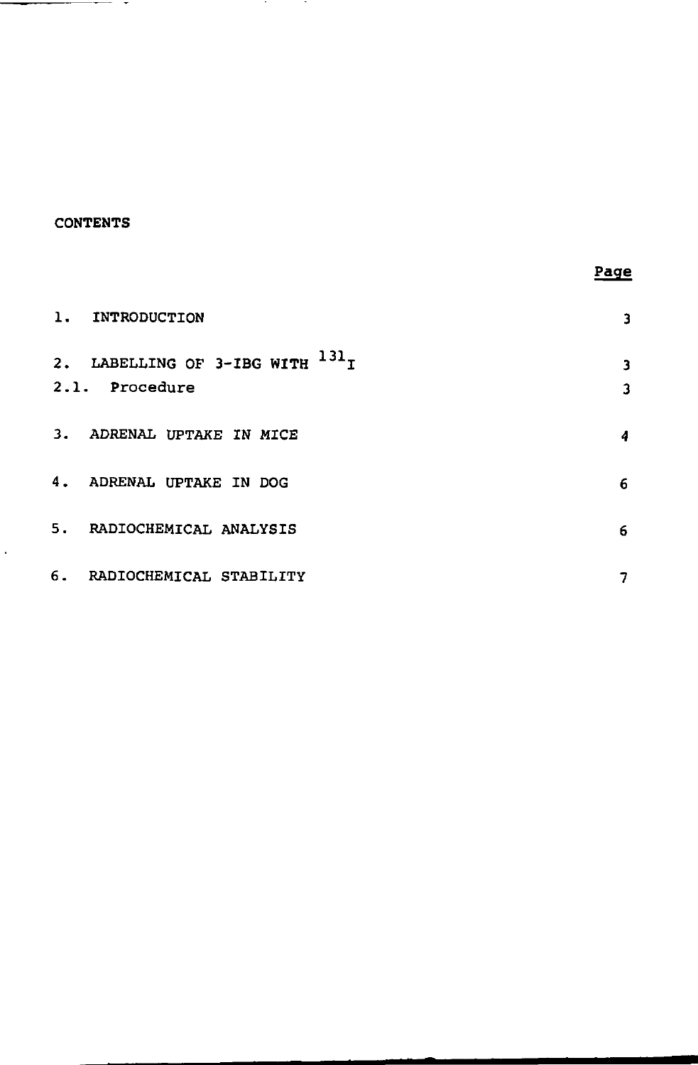# CONTENTS

| | Page |
|---|---|
| 1. INTRODUCTION | 3 |
| 2. LABELLING OF 3-IBG WITH $^{131}I$ | 3 |
| 2.1. Procedure | 3 |
| 3. ADRENAL UPTAKE IN MICE | 4 |
| 4. ADRENAL UPTAKE IN DOG | 6 |
| 5. RADIOCHEMICAL ANALYSIS | 6 |
| 6. RADIOCHEMICAL STABILITY | 7 |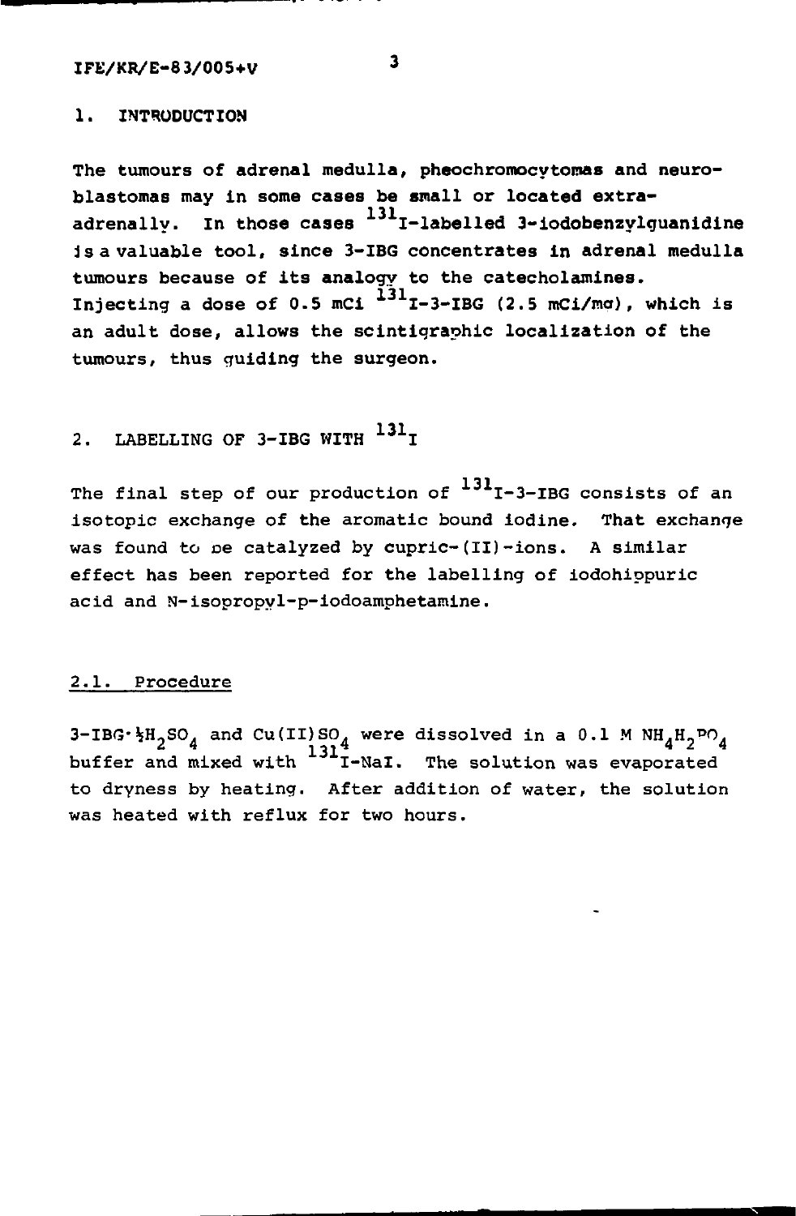## 1. INTRODUCTION

The tumours of adrenal medulla, pheochromocytomas and neuroblastomas may in some cases be small or located extra-adrenally. In those cases $^{131}$I-labelled 3-iodobenzylguanidine is a valuable tool, since 3-IBG concentrates in adrenal medulla tumours because of its analogy to the catecholamines. Injecting a dose of 0.5 mCi $^{131}$I-3-IBG (2.5 mCi/mg), which is an adult dose, allows the scintigraphic localization of the tumours, thus guiding the surgeon.

## 2. LABELLING OF 3-IBG WITH $^{131}$I

The final step of our production of $^{131}$I-3-IBG consists of an isotopic exchange of the aromatic bound iodine. That exchange was found to be catalyzed by cupric-(II)-ions. A similar effect has been reported for the labelling of iodohippuric acid and N-isopropyl-p-iodoamphetamine.

### 2.1. Procedure

3-IBG·½$H_2SO_4$ and Cu(II)$SO_4$ were dissolved in a 0.1 M $NH_4H_2PO_4$ buffer and mixed with $^{131}$I-NaI. The solution was evaporated to dryness by heating. After addition of water, the solution was heated with reflux for two hours.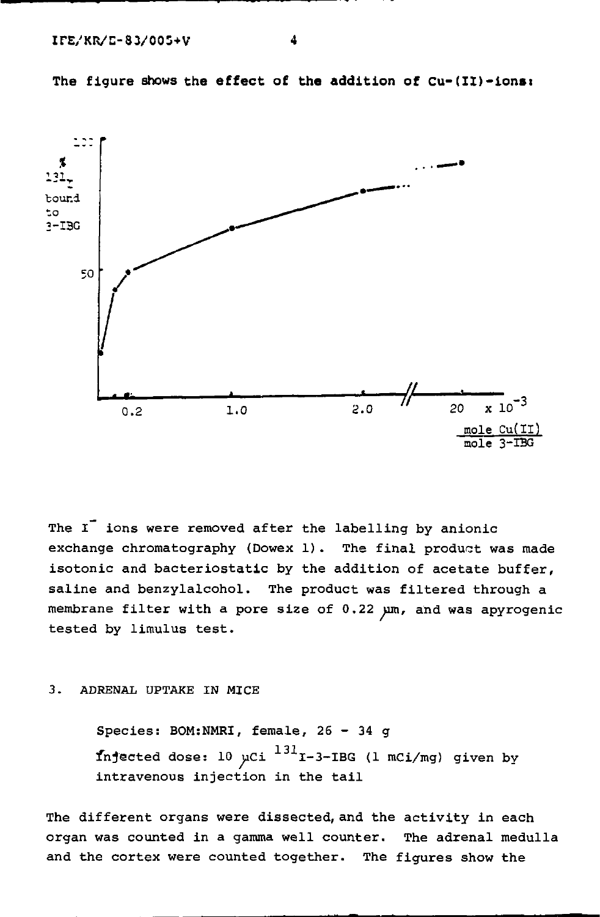The figure shows the effect of the addition of Cu-(II)-ions:

The $I^-$ ions were removed after the labelling by anionic exchange chromatography (Dowex 1). The final product was made isotonic and bacteriostatic by the addition of acetate buffer, saline and benzylalcohol. The product was filtered through a membrane filter with a pore size of 0.22 μm, and was apyrogenic tested by limulus test.

## 3. ADRENAL UPTAKE IN MICE

Species: BOM:NMRI, female, 26 - 34 g

Injected dose: 10 μCi $^{131}I$-3-IBG (1 mCi/mg) given by intravenous injection in the tail

The different organs were dissected, and the activity in each organ was counted in a gamma well counter. The adrenal medulla and the cortex were counted together. The figures show the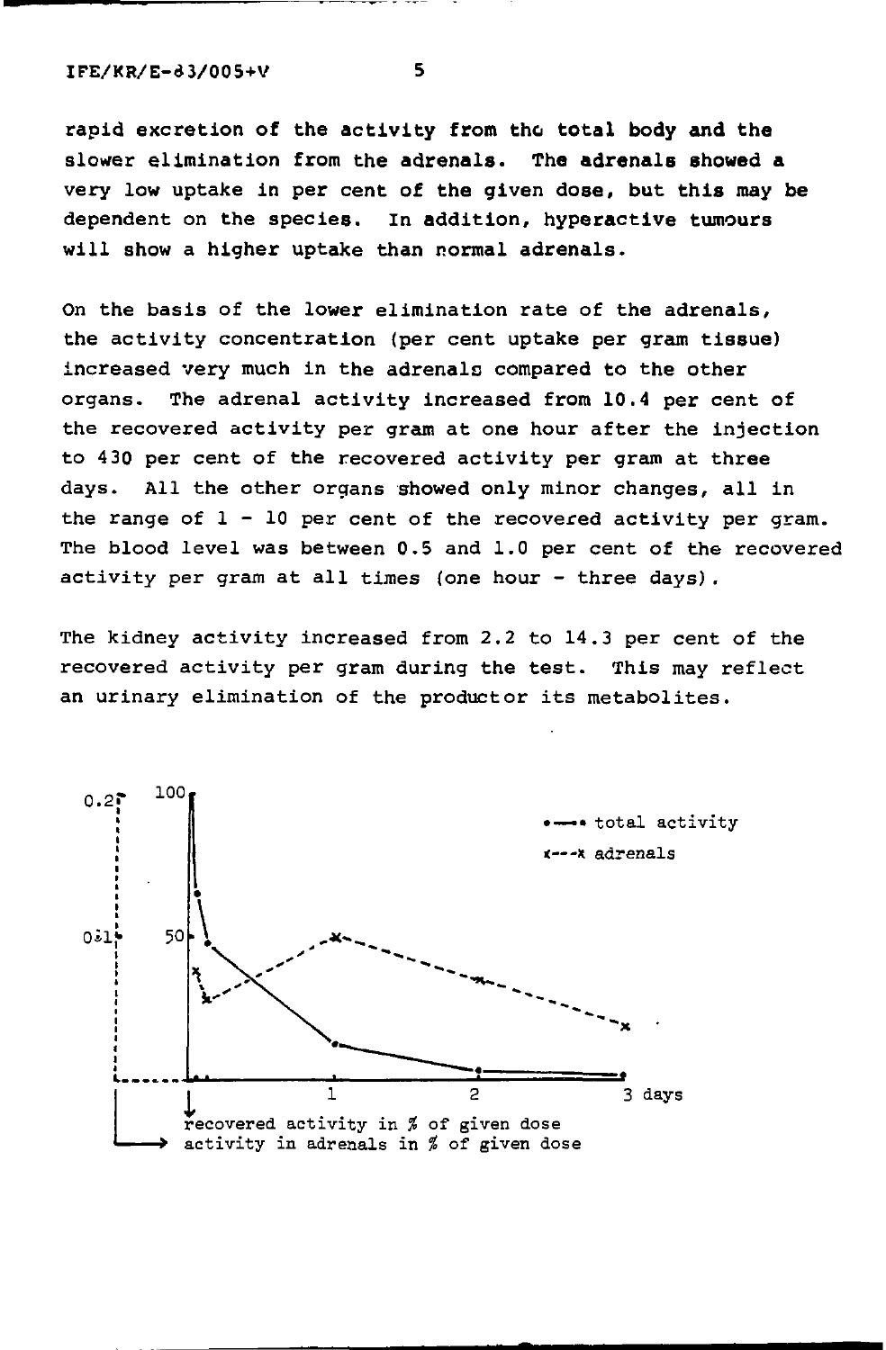rapid excretion of the activity from the total body and the slower elimination from the adrenals. The adrenals showed a very low uptake in per cent of the given dose, but this may be dependent on the species. In addition, hyperactive tumours will show a higher uptake than normal adrenals.

On the basis of the lower elimination rate of the adrenals, the activity concentration (per cent uptake per gram tissue) increased very much in the adrenals compared to the other organs. The adrenal activity increased from 10.4 per cent of the recovered activity per gram at one hour after the injection to 430 per cent of the recovered activity per gram at three days. All the other organs showed only minor changes, all in the range of 1 - 10 per cent of the recovered activity per gram. The blood level was between 0.5 and 1.0 per cent of the recovered activity per gram at all times (one hour - three days).

The kidney activity increased from 2.2 to 14.3 per cent of the recovered activity per gram during the test. This may reflect an urinary elimination of the product or its metabolites.

•—• total activity

x---x adrenals

0.2, 0.1 ; 100, 50 ; 1, 2, 3 days

recovered activity in % of given dose

activity in adrenals in % of given dose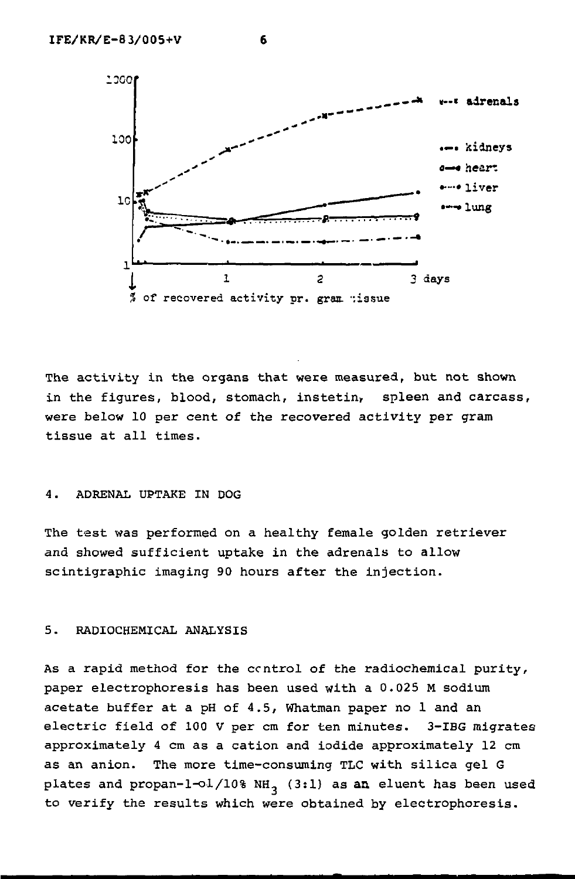The activity in the organs that were measured, but not shown in the figures, blood, stomach, instetin, spleen and carcass, were below 10 per cent of the recovered activity per gram tissue at all times.

## 4. ADRENAL UPTAKE IN DOG

The test was performed on a healthy female golden retriever and showed sufficient uptake in the adrenals to allow scintigraphic imaging 90 hours after the injection.

## 5. RADIOCHEMICAL ANALYSIS

As a rapid method for the control of the radiochemical purity, paper electrophoresis has been used with a 0.025 M sodium acetate buffer at a pH of 4.5, Whatman paper no 1 and an electric field of 100 V per cm for ten minutes. 3-IBG migrates approximately 4 cm as a cation and iodide approximately 12 cm as an anion. The more time-consuming TLC with silica gel G plates and propan-1-ol/10% $NH_3$ (3:1) as an eluent has been used to verify the results which were obtained by electrophoresis.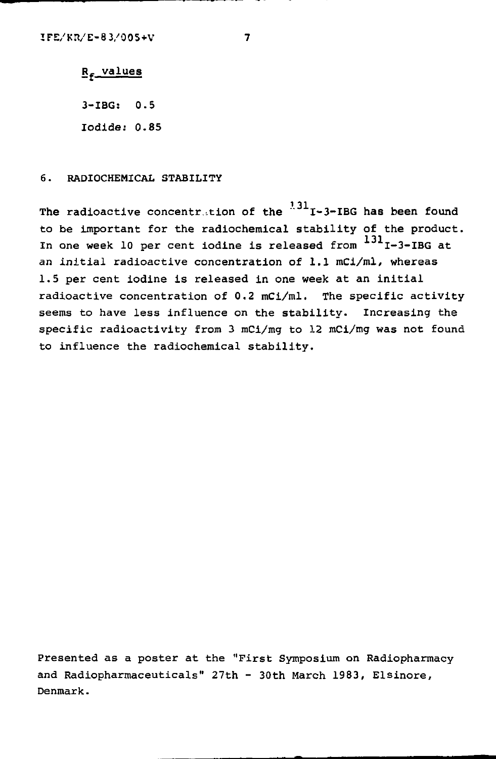$R_f$ values

3-IBG: 0.5

Iodide: 0.85

## 6. RADIOCHEMICAL STABILITY

The radioactive concentration of the $^{131}$I-3-IBG has been found to be important for the radiochemical stability of the product. In one week 10 per cent iodine is released from $^{131}$I-3-IBG at an initial radioactive concentration of 1.1 mCi/ml, whereas 1.5 per cent iodine is released in one week at an initial radioactive concentration of 0.2 mCi/ml. The specific activity seems to have less influence on the stability. Increasing the specific radioactivity from 3 mCi/mg to 12 mCi/mg was not found to influence the radiochemical stability.

Presented as a poster at the "First Symposium on Radiopharmacy and Radiopharmaceuticals" 27th - 30th March 1983, Elsinore, Denmark.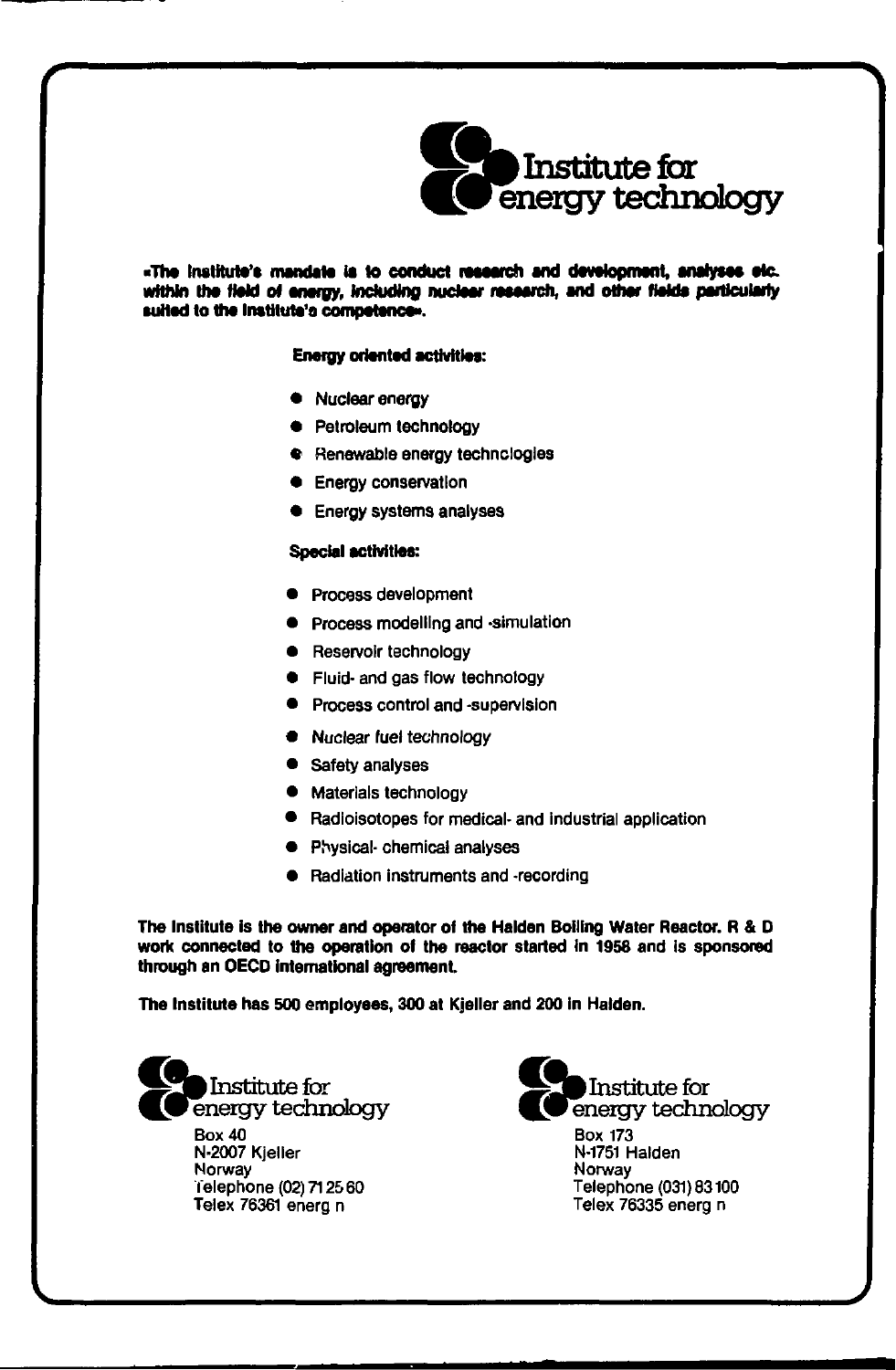# Institute for energy technology

**«The Institute's mandate is to conduct research and development, analyses etc. within the field of energy, including nuclear research, and other fields particularly suited to the Institute's competence».**

**Energy oriented activities:**

- Nuclear energy
- Petroleum technology
- Renewable energy technologies
- Energy conservation
- Energy systems analyses

**Special activities:**

- Process development
- Process modelling and -simulation
- Reservoir technology
- Fluid- and gas flow technology
- Process control and -supervision
- Nuclear fuel technology
- Safety analyses
- Materials technology
- Radioisotopes for medical- and industrial application
- Physical- chemical analyses
- Radiation instruments and -recording

**The Institute is the owner and operator of the Halden Boiling Water Reactor. R & D work connected to the operation of the reactor started in 1958 and is sponsored through an OECD international agreement.**

**The Institute has 500 employees, 300 at Kjeller and 200 in Halden.**

Institute for energy technology
Box 40
N-2007 Kjeller
Norway
Telephone (02) 71 25 60
Telex 76361 energ n

Institute for energy technology
Box 173
N-1751 Halden
Norway
Telephone (031) 83 100
Telex 76335 energ n